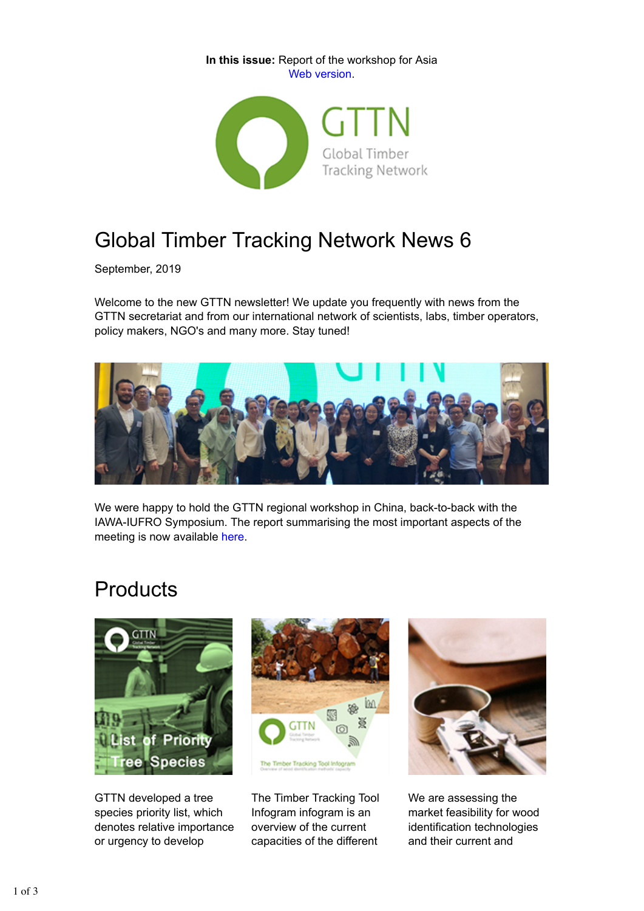**In this issue:** Report of the workshop for Asia
Web version.

# Global Timber Tracking Network News 6

September, 2019

Welcome to the new GTTN newsletter! We update you frequently with news from the GTTN secretariat and from our international network of scientists, labs, timber operators, policy makers, NGO's and many more. Stay tuned!

We were happy to hold the GTTN regional workshop in China, back-to-back with the IAWA-IUFRO Symposium. The report summarising the most important aspects of the meeting is now available here.

## Products

GTTN developed a tree species priority list, which denotes relative importance or urgency to develop

The Timber Tracking Tool Infogram infogram is an overview of the current capacities of the different

We are assessing the market feasibility for wood identification technologies and their current and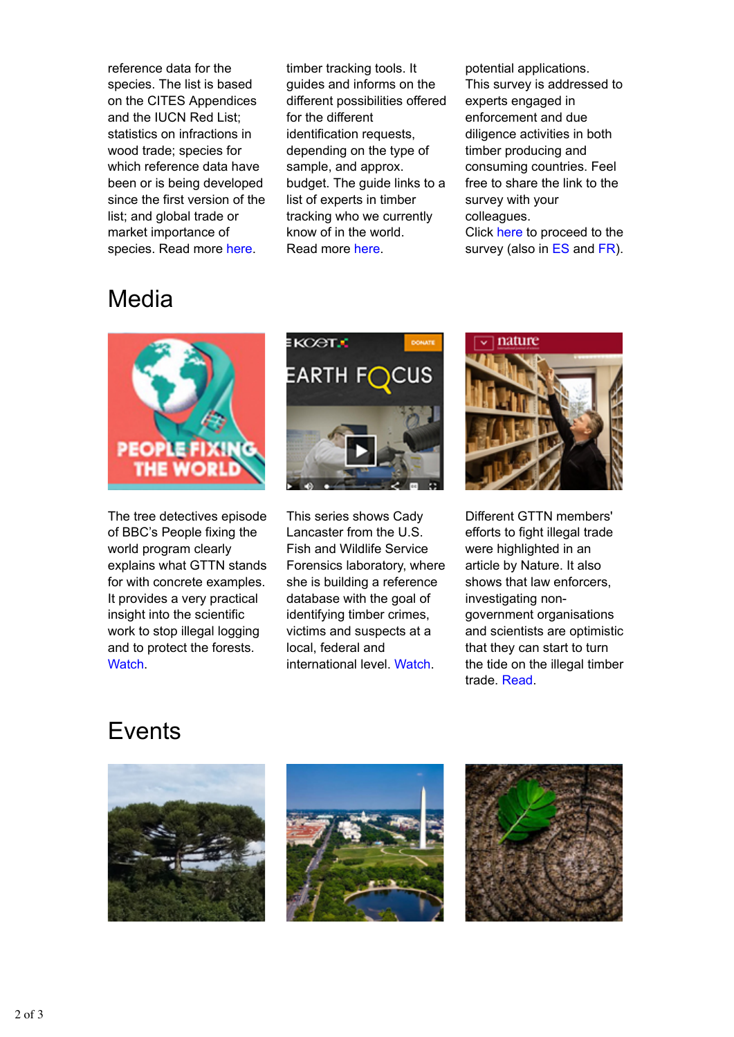reference data for the species. The list is based on the CITES Appendices and the IUCN Red List; statistics on infractions in wood trade; species for which reference data have been or is being developed since the first version of the list; and global trade or market importance of species. Read more here.

timber tracking tools. It guides and informs on the different possibilities offered for the different identification requests, depending on the type of sample, and approx. budget. The guide links to a list of experts in timber tracking who we currently know of in the world. Read more here.

potential applications. This survey is addressed to experts engaged in enforcement and due diligence activities in both timber producing and consuming countries. Feel free to share the link to the survey with your colleagues. Click here to proceed to the survey (also in ES and FR).

# Media

The tree detectives episode of BBC's People fixing the world program clearly explains what GTTN stands for with concrete examples. It provides a very practical insight into the scientific work to stop illegal logging and to protect the forests. Watch.

This series shows Cady Lancaster from the U.S. Fish and Wildlife Service Forensics laboratory, where she is building a reference database with the goal of identifying timber crimes, victims and suspects at a local, federal and international level. Watch.

Different GTTN members' efforts to fight illegal trade were highlighted in an article by Nature. It also shows that law enforcers, investigating non-government organisations and scientists are optimistic that they can start to turn the tide on the illegal timber trade. Read.

# Events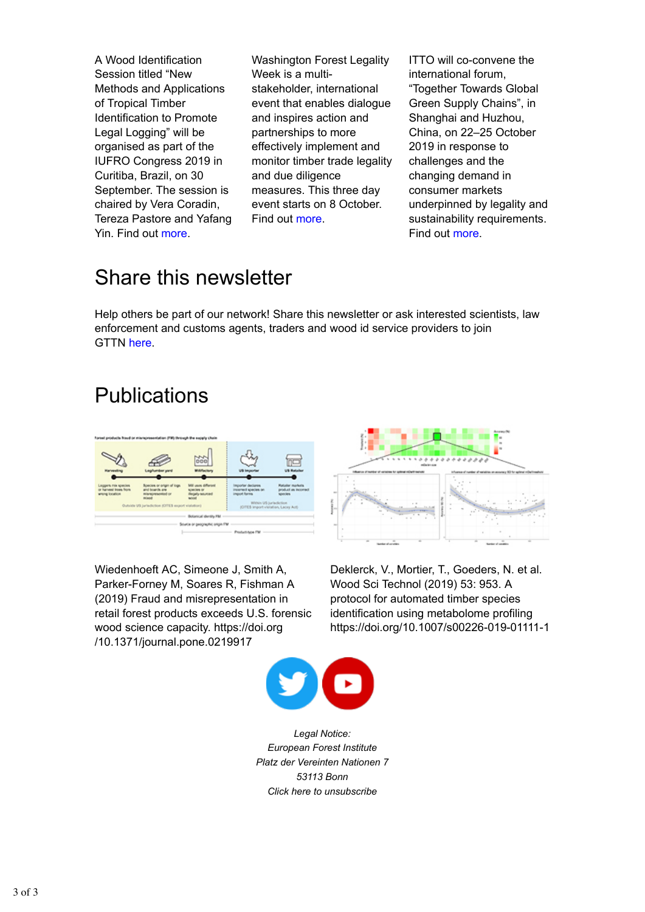A Wood Identification Session titled "New Methods and Applications of Tropical Timber Identification to Promote Legal Logging" will be organised as part of the IUFRO Congress 2019 in Curitiba, Brazil, on 30 September. The session is chaired by Vera Coradin, Tereza Pastore and Yafang Yin. Find out more.

Washington Forest Legality Week is a multi-stakeholder, international event that enables dialogue and inspires action and partnerships to more effectively implement and monitor timber trade legality and due diligence measures. This three day event starts on 8 October. Find out more.

ITTO will co-convene the international forum, "Together Towards Global Green Supply Chains", in Shanghai and Huzhou, China, on 22–25 October 2019 in response to challenges and the changing demand in consumer markets underpinned by legality and sustainability requirements. Find out more.

# Share this newsletter

Help others be part of our network! Share this newsletter or ask interested scientists, law enforcement and customs agents, traders and wood id service providers to join GTTN here.

# Publications

Wiedenhoeft AC, Simeone J, Smith A, Parker-Forney M, Soares R, Fishman A (2019) Fraud and misrepresentation in retail forest products exceeds U.S. forensic wood science capacity. https://doi.org /10.1371/journal.pone.0219917

Deklerck, V., Mortier, T., Goeders, N. et al. Wood Sci Technol (2019) 53: 953. A protocol for automated timber species identification using metabolome profiling https://doi.org/10.1007/s00226-019-01111-1

*Legal Notice:*
*European Forest Institute*
*Platz der Vereinten Nationen 7*
*53113 Bonn*
*Click here to unsubscribe*